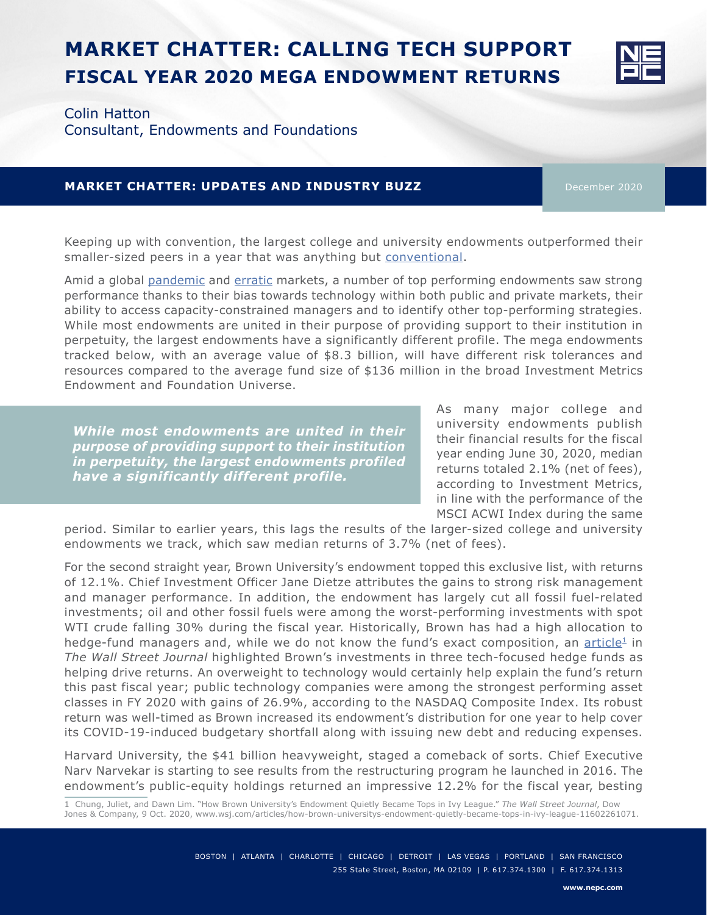# MARKET CHATTER: CALLING TECH SUPPORT
## FISCAL YEAR 2020 MEGA ENDOWMENT RETURNS

Colin Hatton
Consultant, Endowments and Foundations

**MARKET CHATTER: UPDATES AND INDUSTRY BUZZ**

December 2020

Keeping up with convention, the largest college and university endowments outperformed their smaller-sized peers in a year that was anything but conventional.

Amid a global pandemic and erratic markets, a number of top performing endowments saw strong performance thanks to their bias towards technology within both public and private markets, their ability to access capacity-constrained managers and to identify other top-performing strategies. While most endowments are united in their purpose of providing support to their institution in perpetuity, the largest endowments have a significantly different profile. The mega endowments tracked below, with an average value of $8.3 billion, will have different risk tolerances and resources compared to the average fund size of $136 million in the broad Investment Metrics Endowment and Foundation Universe.

> ***While most endowments are united in their purpose of providing support to their institution in perpetuity, the largest endowments profiled have a significantly different profile.***

As many major college and university endowments publish their financial results for the fiscal year ending June 30, 2020, median returns totaled 2.1% (net of fees), according to Investment Metrics, in line with the performance of the MSCI ACWI Index during the same period. Similar to earlier years, this lags the results of the larger-sized college and university endowments we track, which saw median returns of 3.7% (net of fees).

For the second straight year, Brown University's endowment topped this exclusive list, with returns of 12.1%. Chief Investment Officer Jane Dietze attributes the gains to strong risk management and manager performance. In addition, the endowment has largely cut all fossil fuel-related investments; oil and other fossil fuels were among the worst-performing investments with spot WTI crude falling 30% during the fiscal year. Historically, Brown has had a high allocation to hedge-fund managers and, while we do not know the fund's exact composition, an article[1] in *The Wall Street Journal* highlighted Brown's investments in three tech-focused hedge funds as helping drive returns. An overweight to technology would certainly help explain the fund's return this past fiscal year; public technology companies were among the strongest performing asset classes in FY 2020 with gains of 26.9%, according to the NASDAQ Composite Index. Its robust return was well-timed as Brown increased its endowment's distribution for one year to help cover its COVID-19-induced budgetary shortfall along with issuing new debt and reducing expenses.

Harvard University, the $41 billion heavyweight, staged a comeback of sorts. Chief Executive Narv Narvekar is starting to see results from the restructuring program he launched in 2016. The endowment's public-equity holdings returned an impressive 12.2% for the fiscal year, besting

1 Chung, Juliet, and Dawn Lim. "How Brown University's Endowment Quietly Became Tops in Ivy League." *The Wall Street Journal*, Dow Jones & Company, 9 Oct. 2020, www.wsj.com/articles/how-brown-universitys-endowment-quietly-became-tops-in-ivy-league-11602261071.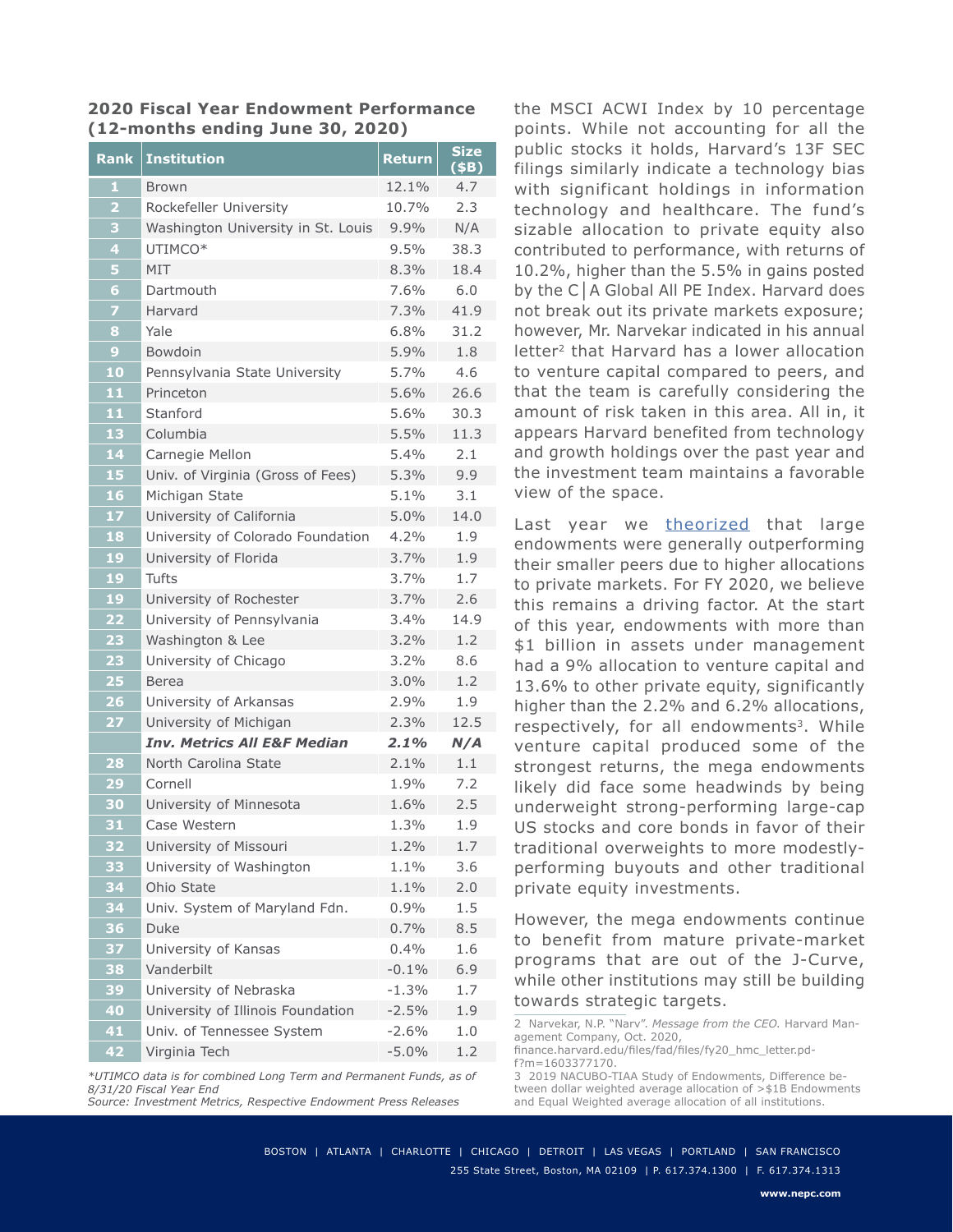**2020 Fiscal Year Endowment Performance (12-months ending June 30, 2020)**

| Rank | Institution | Return | Size ($B) |
|---|---|---|---|
| 1 | Brown | 12.1% | 4.7 |
| 2 | Rockefeller University | 10.7% | 2.3 |
| 3 | Washington University in St. Louis | 9.9% | N/A |
| 4 | UTIMCO* | 9.5% | 38.3 |
| 5 | MIT | 8.3% | 18.4 |
| 6 | Dartmouth | 7.6% | 6.0 |
| 7 | Harvard | 7.3% | 41.9 |
| 8 | Yale | 6.8% | 31.2 |
| 9 | Bowdoin | 5.9% | 1.8 |
| 10 | Pennsylvania State University | 5.7% | 4.6 |
| 11 | Princeton | 5.6% | 26.6 |
| 11 | Stanford | 5.6% | 30.3 |
| 13 | Columbia | 5.5% | 11.3 |
| 14 | Carnegie Mellon | 5.4% | 2.1 |
| 15 | Univ. of Virginia (Gross of Fees) | 5.3% | 9.9 |
| 16 | Michigan State | 5.1% | 3.1 |
| 17 | University of California | 5.0% | 14.0 |
| 18 | University of Colorado Foundation | 4.2% | 1.9 |
| 19 | University of Florida | 3.7% | 1.9 |
| 19 | Tufts | 3.7% | 1.7 |
| 19 | University of Rochester | 3.7% | 2.6 |
| 22 | University of Pennsylvania | 3.4% | 14.9 |
| 23 | Washington & Lee | 3.2% | 1.2 |
| 23 | University of Chicago | 3.2% | 8.6 |
| 25 | Berea | 3.0% | 1.2 |
| 26 | University of Arkansas | 2.9% | 1.9 |
| 27 | University of Michigan | 2.3% | 12.5 |
| | ***Inv. Metrics All E&F Median*** | ***2.1%*** | ***N/A*** |
| 28 | North Carolina State | 2.1% | 1.1 |
| 29 | Cornell | 1.9% | 7.2 |
| 30 | University of Minnesota | 1.6% | 2.5 |
| 31 | Case Western | 1.3% | 1.9 |
| 32 | University of Missouri | 1.2% | 1.7 |
| 33 | University of Washington | 1.1% | 3.6 |
| 34 | Ohio State | 1.1% | 2.0 |
| 34 | Univ. System of Maryland Fdn. | 0.9% | 1.5 |
| 36 | Duke | 0.7% | 8.5 |
| 37 | University of Kansas | 0.4% | 1.6 |
| 38 | Vanderbilt | -0.1% | 6.9 |
| 39 | University of Nebraska | -1.3% | 1.7 |
| 40 | University of Illinois Foundation | -2.5% | 1.9 |
| 41 | Univ. of Tennessee System | -2.6% | 1.0 |
| 42 | Virginia Tech | -5.0% | 1.2 |

*\*UTIMCO data is for combined Long Term and Permanent Funds, as of 8/31/20 Fiscal Year End*
*Source: Investment Metrics, Respective Endowment Press Releases*

the MSCI ACWI Index by 10 percentage points. While not accounting for all the public stocks it holds, Harvard's 13F SEC filings similarly indicate a technology bias with significant holdings in information technology and healthcare. The fund's sizable allocation to private equity also contributed to performance, with returns of 10.2%, higher than the 5.5% in gains posted by the C|A Global All PE Index. Harvard does not break out its private markets exposure; however, Mr. Narvekar indicated in his annual letter[2] that Harvard has a lower allocation to venture capital compared to peers, and that the team is carefully considering the amount of risk taken in this area. All in, it appears Harvard benefited from technology and growth holdings over the past year and the investment team maintains a favorable view of the space.

Last year we theorized that large endowments were generally outperforming their smaller peers due to higher allocations to private markets. For FY 2020, we believe this remains a driving factor. At the start of this year, endowments with more than $1 billion in assets under management had a 9% allocation to venture capital and 13.6% to other private equity, significantly higher than the 2.2% and 6.2% allocations, respectively, for all endowments[3]. While venture capital produced some of the strongest returns, the mega endowments likely did face some headwinds by being underweight strong-performing large-cap US stocks and core bonds in favor of their traditional overweights to more modestly-performing buyouts and other traditional private equity investments.

However, the mega endowments continue to benefit from mature private-market programs that are out of the J-Curve, while other institutions may still be building towards strategic targets.

2 Narvekar, N.P. "Narv". *Message from the CEO.* Harvard Management Company, Oct. 2020, finance.harvard.edu/files/fad/files/fy20_hmc_letter.pdf?m=1603377170.

3 2019 NACUBO-TIAA Study of Endowments, Difference between dollar weighted average allocation of >$1B Endowments and Equal Weighted average allocation of all institutions.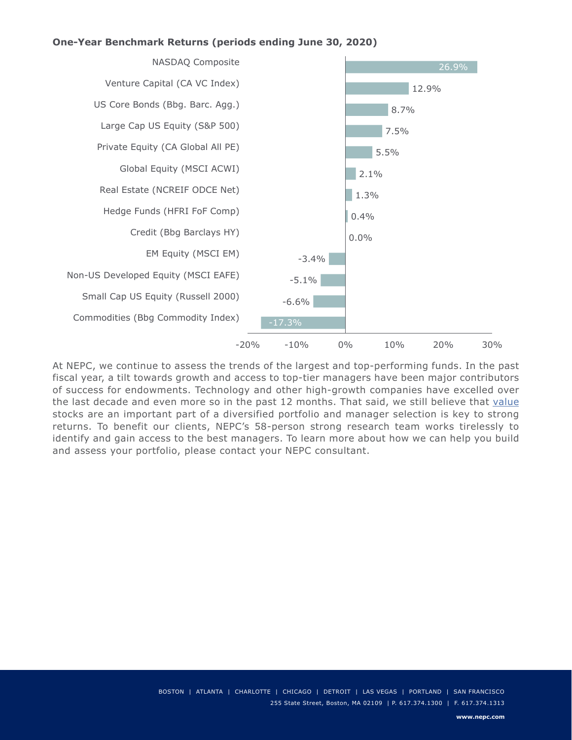**One-Year Benchmark Returns (periods ending June 30, 2020)**

| Benchmark | Return |
|---|---|
| NASDAQ Composite | 26.9% |
| Venture Capital (CA VC Index) | 12.9% |
| US Core Bonds (Bbg. Barc. Agg.) | 8.7% |
| Large Cap US Equity (S&P 500) | 7.5% |
| Private Equity (CA Global All PE) | 5.5% |
| Global Equity (MSCI ACWI) | 2.1% |
| Real Estate (NCREIF ODCE Net) | 1.3% |
| Hedge Funds (HFRI FoF Comp) | 0.4% |
| Credit (Bbg Barclays HY) | 0.0% |
| EM Equity (MSCI EM) | -3.4% |
| Non-US Developed Equity (MSCI EAFE) | -5.1% |
| Small Cap US Equity (Russell 2000) | -6.6% |
| Commodities (Bbg Commodity Index) | -17.3% |

At NEPC, we continue to assess the trends of the largest and top-performing funds. In the past fiscal year, a tilt towards growth and access to top-tier managers have been major contributors of success for endowments. Technology and other high-growth companies have excelled over the last decade and even more so in the past 12 months. That said, we still believe that value stocks are an important part of a diversified portfolio and manager selection is key to strong returns. To benefit our clients, NEPC's 58-person strong research team works tirelessly to identify and gain access to the best managers. To learn more about how we can help you build and assess your portfolio, please contact your NEPC consultant.

BOSTON | ATLANTA | CHARLOTTE | CHICAGO | DETROIT | LAS VEGAS | PORTLAND | SAN FRANCISCO

255 State Street, Boston, MA 02109 | P. 617.374.1300 | F. 617.374.1313

**www.nepc.com**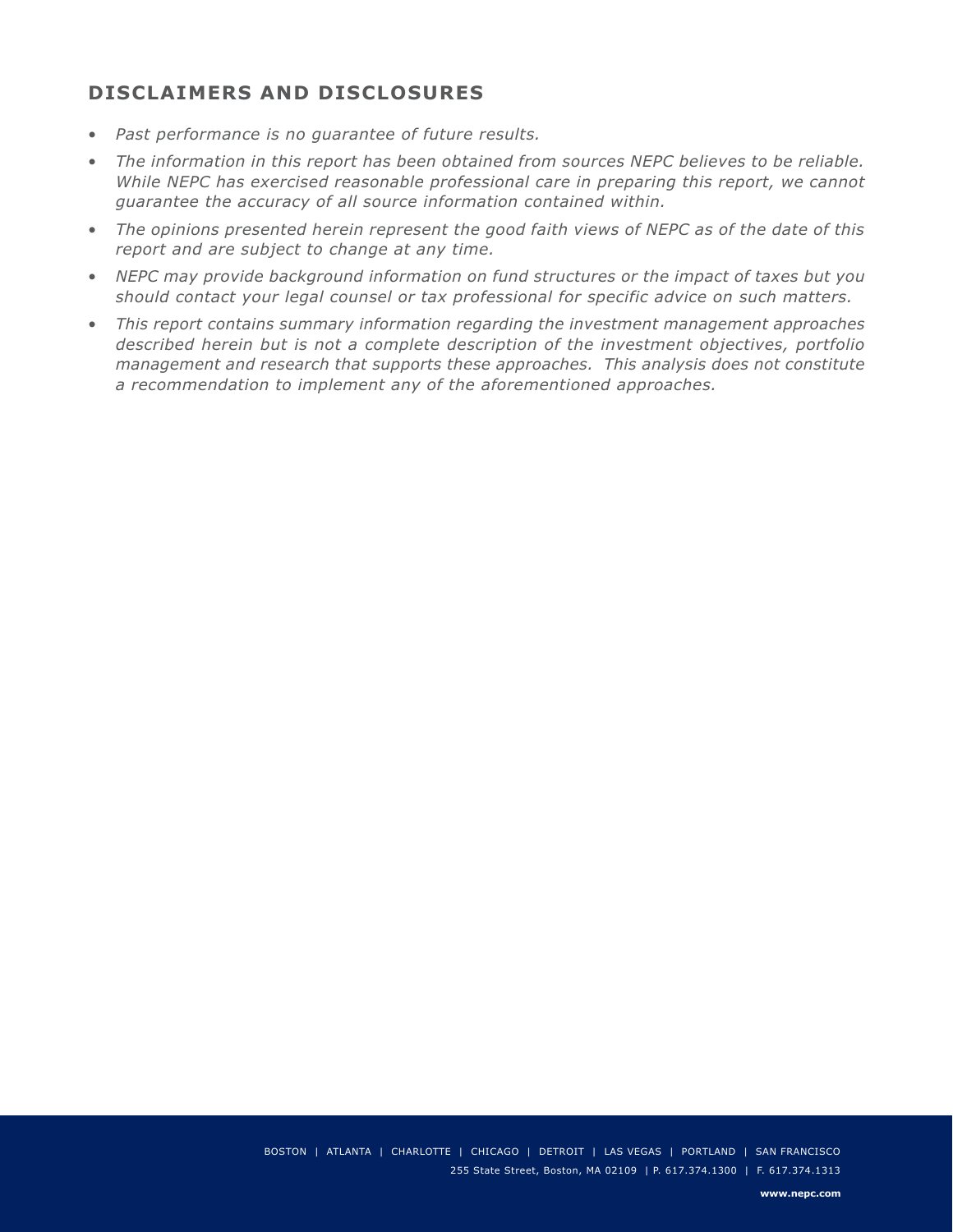## DISCLAIMERS AND DISCLOSURES

- *Past performance is no guarantee of future results.*
- *The information in this report has been obtained from sources NEPC believes to be reliable. While NEPC has exercised reasonable professional care in preparing this report, we cannot guarantee the accuracy of all source information contained within.*
- *The opinions presented herein represent the good faith views of NEPC as of the date of this report and are subject to change at any time.*
- *NEPC may provide background information on fund structures or the impact of taxes but you should contact your legal counsel or tax professional for specific advice on such matters.*
- *This report contains summary information regarding the investment management approaches described herein but is not a complete description of the investment objectives, portfolio management and research that supports these approaches. This analysis does not constitute a recommendation to implement any of the aforementioned approaches.*

BOSTON | ATLANTA | CHARLOTTE | CHICAGO | DETROIT | LAS VEGAS | PORTLAND | SAN FRANCISCO
255 State Street, Boston, MA 02109 | P. 617.374.1300 | F. 617.374.1313

**www.nepc.com**